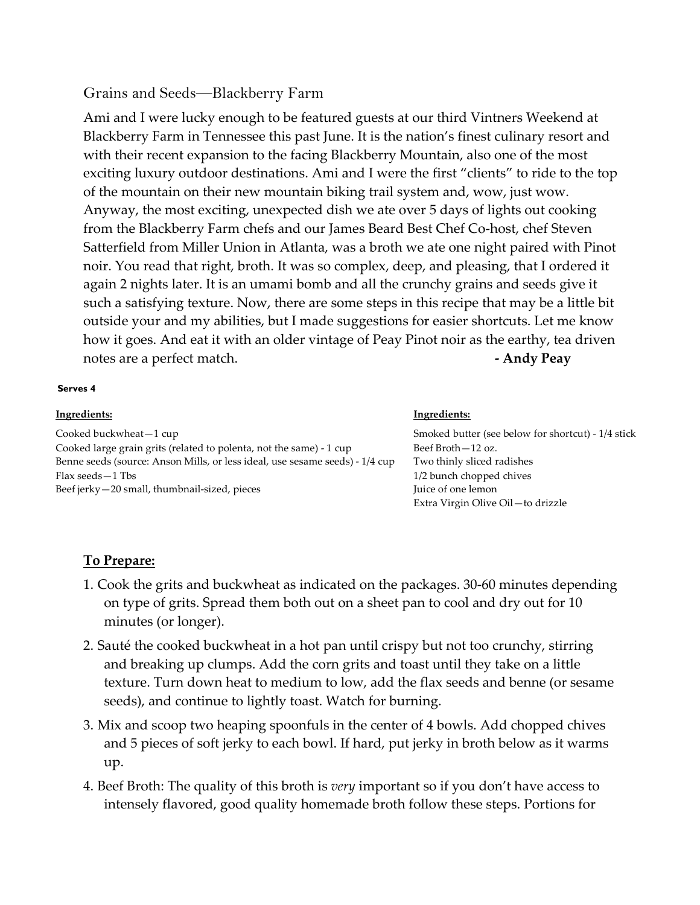## Grains and Seeds—Blackberry Farm

Ami and I were lucky enough to be featured guests at our third Vintners Weekend at Blackberry Farm in Tennessee this past June. It is the nation's finest culinary resort and with their recent expansion to the facing Blackberry Mountain, also one of the most exciting luxury outdoor destinations. Ami and I were the first "clients" to ride to the top of the mountain on their new mountain biking trail system and, wow, just wow. Anyway, the most exciting, unexpected dish we ate over 5 days of lights out cooking from the Blackberry Farm chefs and our James Beard Best Chef Co-host, chef Steven Satterfield from Miller Union in Atlanta, was a broth we ate one night paired with Pinot noir. You read that right, broth. It was so complex, deep, and pleasing, that I ordered it again 2 nights later. It is an umami bomb and all the crunchy grains and seeds give it such a satisfying texture. Now, there are some steps in this recipe that may be a little bit outside your and my abilities, but I made suggestions for easier shortcuts. Let me know how it goes. And eat it with an older vintage of Peay Pinot noir as the earthy, tea driven notes are a perfect match. **- Andy Peay**

**Serves 4**

**Ingredients:**

Cooked buckwheat—1 cup
Cooked large grain grits (related to polenta, not the same) - 1 cup
Benne seeds (source: Anson Mills, or less ideal, use sesame seeds) - 1/4 cup
Flax seeds—1 Tbs
Beef jerky—20 small, thumbnail-sized, pieces

**Ingredients:**

Smoked butter (see below for shortcut) - 1/4 stick
Beef Broth—12 oz.
Two thinly sliced radishes
1/2 bunch chopped chives
Juice of one lemon
Extra Virgin Olive Oil—to drizzle

### To Prepare:

1. Cook the grits and buckwheat as indicated on the packages. 30-60 minutes depending on type of grits. Spread them both out on a sheet pan to cool and dry out for 10 minutes (or longer).
2. Sauté the cooked buckwheat in a hot pan until crispy but not too crunchy, stirring and breaking up clumps. Add the corn grits and toast until they take on a little texture. Turn down heat to medium to low, add the flax seeds and benne (or sesame seeds), and continue to lightly toast. Watch for burning.
3. Mix and scoop two heaping spoonfuls in the center of 4 bowls. Add chopped chives and 5 pieces of soft jerky to each bowl. If hard, put jerky in broth below as it warms up.
4. Beef Broth: The quality of this broth is *very* important so if you don't have access to intensely flavored, good quality homemade broth follow these steps. Portions for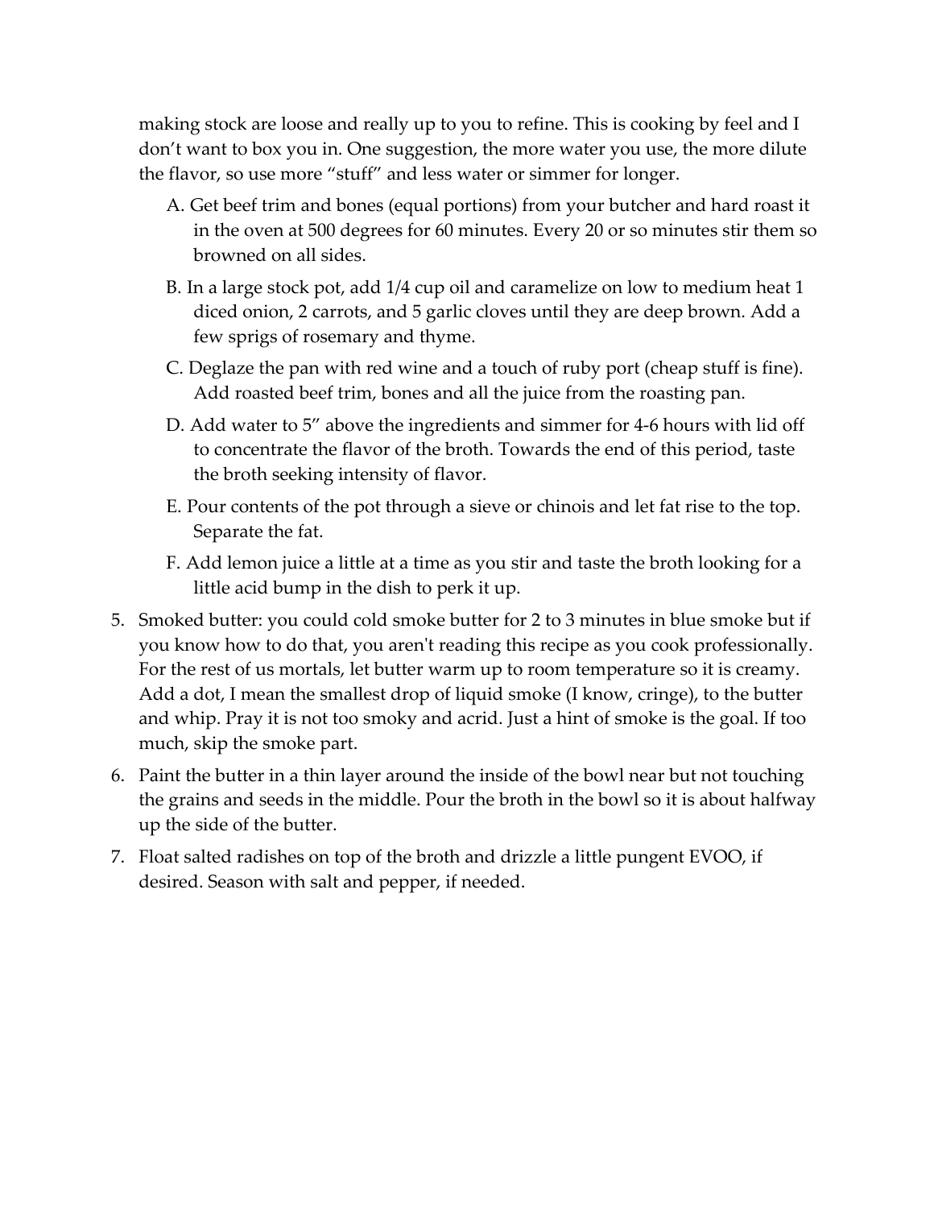making stock are loose and really up to you to refine. This is cooking by feel and I don't want to box you in. One suggestion, the more water you use, the more dilute the flavor, so use more "stuff" and less water or simmer for longer.

A. Get beef trim and bones (equal portions) from your butcher and hard roast it in the oven at 500 degrees for 60 minutes. Every 20 or so minutes stir them so browned on all sides.

B. In a large stock pot, add 1/4 cup oil and caramelize on low to medium heat 1 diced onion, 2 carrots, and 5 garlic cloves until they are deep brown. Add a few sprigs of rosemary and thyme.

C. Deglaze the pan with red wine and a touch of ruby port (cheap stuff is fine). Add roasted beef trim, bones and all the juice from the roasting pan.

D. Add water to 5" above the ingredients and simmer for 4-6 hours with lid off to concentrate the flavor of the broth. Towards the end of this period, taste the broth seeking intensity of flavor.

E. Pour contents of the pot through a sieve or chinois and let fat rise to the top. Separate the fat.

F. Add lemon juice a little at a time as you stir and taste the broth looking for a little acid bump in the dish to perk it up.

5. Smoked butter: you could cold smoke butter for 2 to 3 minutes in blue smoke but if you know how to do that, you aren't reading this recipe as you cook professionally. For the rest of us mortals, let butter warm up to room temperature so it is creamy. Add a dot, I mean the smallest drop of liquid smoke (I know, cringe), to the butter and whip. Pray it is not too smoky and acrid. Just a hint of smoke is the goal. If too much, skip the smoke part.

6. Paint the butter in a thin layer around the inside of the bowl near but not touching the grains and seeds in the middle. Pour the broth in the bowl so it is about halfway up the side of the butter.

7. Float salted radishes on top of the broth and drizzle a little pungent EVOO, if desired. Season with salt and pepper, if needed.